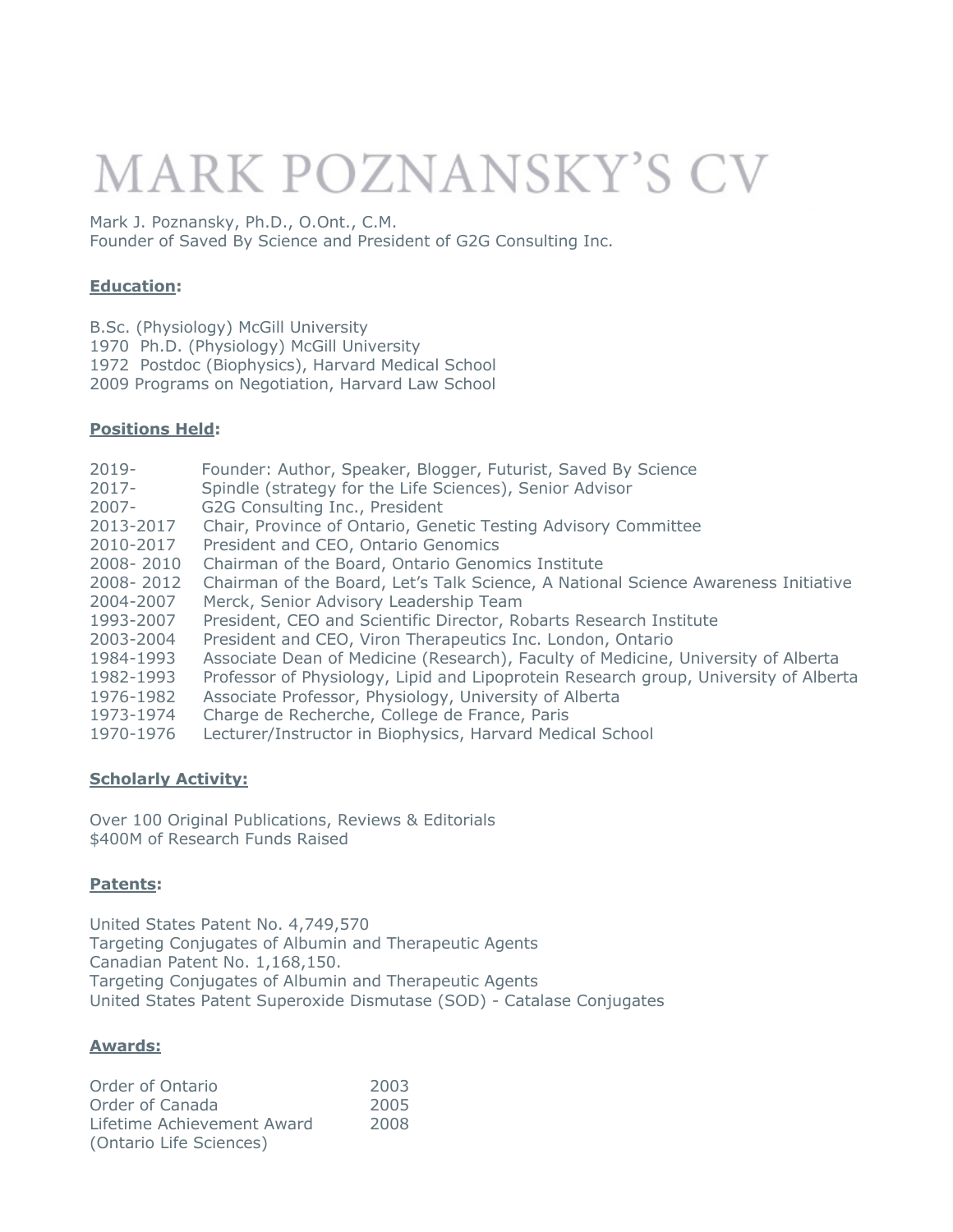# MARK POZNANSKY'S CV

Mark J. Poznansky, Ph.D., O.Ont., C.M.
Founder of Saved By Science and President of G2G Consulting Inc.

## **Education**:

B.Sc. (Physiology) McGill University
1970 Ph.D. (Physiology) McGill University
1972 Postdoc (Biophysics), Harvard Medical School
2009 Programs on Negotiation, Harvard Law School

## **Positions Held**:

| | |
|---|---|
| 2019- | Founder: Author, Speaker, Blogger, Futurist, Saved By Science |
| 2017- | Spindle (strategy for the Life Sciences), Senior Advisor |
| 2007- | G2G Consulting Inc., President |
| 2013-2017 | Chair, Province of Ontario, Genetic Testing Advisory Committee |
| 2010-2017 | President and CEO, Ontario Genomics |
| 2008- 2010 | Chairman of the Board, Ontario Genomics Institute |
| 2008- 2012 | Chairman of the Board, Let's Talk Science, A National Science Awareness Initiative |
| 2004-2007 | Merck, Senior Advisory Leadership Team |
| 1993-2007 | President, CEO and Scientific Director, Robarts Research Institute |
| 2003-2004 | President and CEO, Viron Therapeutics Inc. London, Ontario |
| 1984-1993 | Associate Dean of Medicine (Research), Faculty of Medicine, University of Alberta |
| 1982-1993 | Professor of Physiology, Lipid and Lipoprotein Research group, University of Alberta |
| 1976-1982 | Associate Professor, Physiology, University of Alberta |
| 1973-1974 | Charge de Recherche, College de France, Paris |
| 1970-1976 | Lecturer/Instructor in Biophysics, Harvard Medical School |

## **Scholarly Activity:**

Over 100 Original Publications, Reviews & Editorials
$400M of Research Funds Raised

## **Patents**:

United States Patent No. 4,749,570
Targeting Conjugates of Albumin and Therapeutic Agents
Canadian Patent No. 1,168,150.
Targeting Conjugates of Albumin and Therapeutic Agents
United States Patent Superoxide Dismutase (SOD) - Catalase Conjugates

## **Awards:**

| | |
|---|---|
| Order of Ontario | 2003 |
| Order of Canada | 2005 |
| Lifetime Achievement Award (Ontario Life Sciences) | 2008 |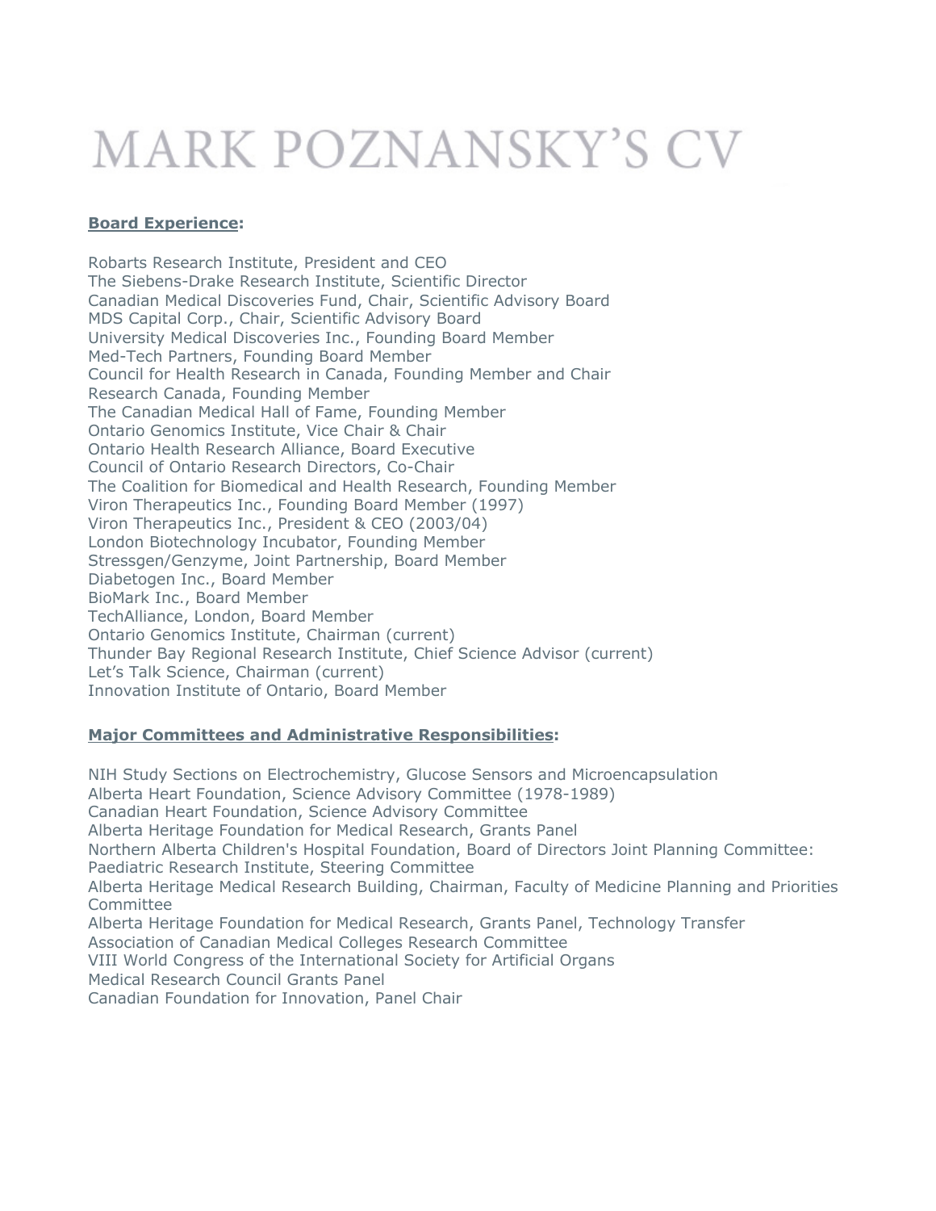# MARK POZNANSKY'S CV

**Board Experience:**

Robarts Research Institute, President and CEO
The Siebens-Drake Research Institute, Scientific Director
Canadian Medical Discoveries Fund, Chair, Scientific Advisory Board
MDS Capital Corp., Chair, Scientific Advisory Board
University Medical Discoveries Inc., Founding Board Member
Med-Tech Partners, Founding Board Member
Council for Health Research in Canada, Founding Member and Chair
Research Canada, Founding Member
The Canadian Medical Hall of Fame, Founding Member
Ontario Genomics Institute, Vice Chair & Chair
Ontario Health Research Alliance, Board Executive
Council of Ontario Research Directors, Co-Chair
The Coalition for Biomedical and Health Research, Founding Member
Viron Therapeutics Inc., Founding Board Member (1997)
Viron Therapeutics Inc., President & CEO (2003/04)
London Biotechnology Incubator, Founding Member
Stressgen/Genzyme, Joint Partnership, Board Member
Diabetogen Inc., Board Member
BioMark Inc., Board Member
TechAlliance, London, Board Member
Ontario Genomics Institute, Chairman (current)
Thunder Bay Regional Research Institute, Chief Science Advisor (current)
Let's Talk Science, Chairman (current)
Innovation Institute of Ontario, Board Member

**Major Committees and Administrative Responsibilities:**

NIH Study Sections on Electrochemistry, Glucose Sensors and Microencapsulation
Alberta Heart Foundation, Science Advisory Committee (1978-1989)
Canadian Heart Foundation, Science Advisory Committee
Alberta Heritage Foundation for Medical Research, Grants Panel
Northern Alberta Children's Hospital Foundation, Board of Directors Joint Planning Committee:
Paediatric Research Institute, Steering Committee
Alberta Heritage Medical Research Building, Chairman, Faculty of Medicine Planning and Priorities Committee
Alberta Heritage Foundation for Medical Research, Grants Panel, Technology Transfer
Association of Canadian Medical Colleges Research Committee
VIII World Congress of the International Society for Artificial Organs
Medical Research Council Grants Panel
Canadian Foundation for Innovation, Panel Chair